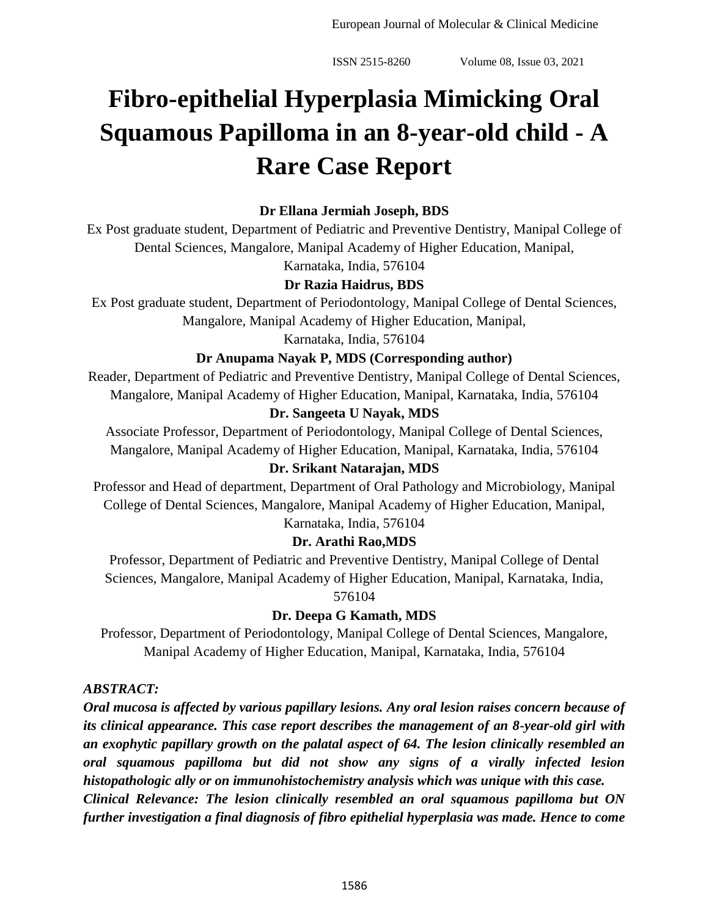# Fibro-epithelial Hyperplasia Mimicking Oral Squamous Papilloma in an 8-year-old child - A Rare Case Report

**Dr Ellana Jermiah Joseph, BDS**

Ex Post graduate student, Department of Pediatric and Preventive Dentistry, Manipal College of Dental Sciences, Mangalore, Manipal Academy of Higher Education, Manipal, Karnataka, India, 576104

**Dr Razia Haidrus, BDS**

Ex Post graduate student, Department of Periodontology, Manipal College of Dental Sciences, Mangalore, Manipal Academy of Higher Education, Manipal, Karnataka, India, 576104

**Dr Anupama Nayak P, MDS (Corresponding author)**

Reader, Department of Pediatric and Preventive Dentistry, Manipal College of Dental Sciences, Mangalore, Manipal Academy of Higher Education, Manipal, Karnataka, India, 576104

**Dr. Sangeeta U Nayak, MDS**

Associate Professor, Department of Periodontology, Manipal College of Dental Sciences, Mangalore, Manipal Academy of Higher Education, Manipal, Karnataka, India, 576104

**Dr. Srikant Natarajan, MDS**

Professor and Head of department, Department of Oral Pathology and Microbiology, Manipal College of Dental Sciences, Mangalore, Manipal Academy of Higher Education, Manipal, Karnataka, India, 576104

**Dr. Arathi Rao,MDS**

Professor, Department of Pediatric and Preventive Dentistry, Manipal College of Dental Sciences, Mangalore, Manipal Academy of Higher Education, Manipal, Karnataka, India, 576104

**Dr. Deepa G Kamath, MDS**

Professor, Department of Periodontology, Manipal College of Dental Sciences, Mangalore, Manipal Academy of Higher Education, Manipal, Karnataka, India, 576104

***ABSTRACT:***

***Oral mucosa is affected by various papillary lesions. Any oral lesion raises concern because of its clinical appearance. This case report describes the management of an 8-year-old girl with an exophytic papillary growth on the palatal aspect of 64. The lesion clinically resembled an oral squamous papilloma but did not show any signs of a virally infected lesion histopathologic ally or on immunohistochemistry analysis which was unique with this case.***

***Clinical Relevance: The lesion clinically resembled an oral squamous papilloma but ON further investigation a final diagnosis of fibro epithelial hyperplasia was made. Hence to come***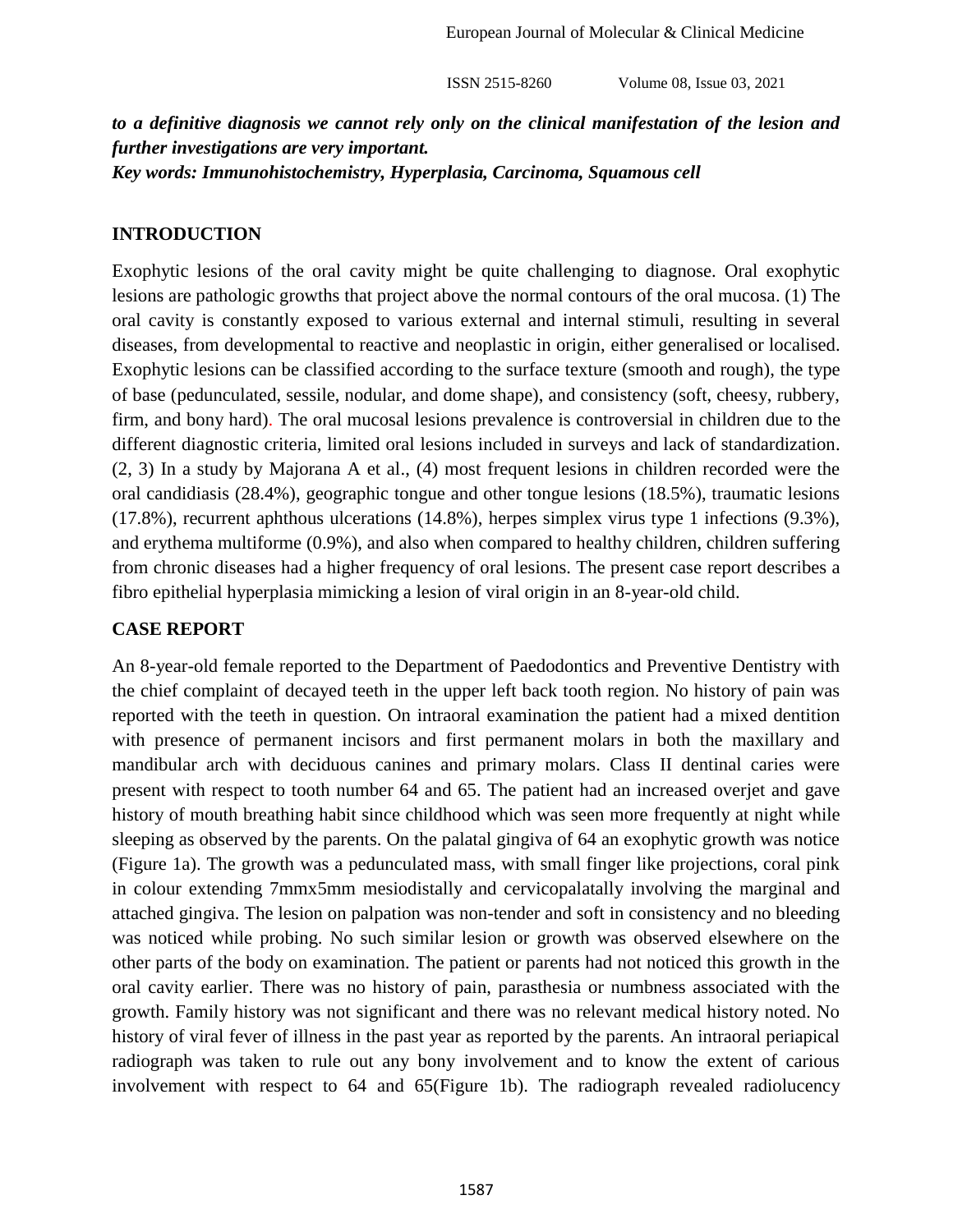***to a definitive diagnosis we cannot rely only on the clinical manifestation of the lesion and further investigations are very important.***

***Key words: Immunohistochemistry, Hyperplasia, Carcinoma, Squamous cell***

## INTRODUCTION

Exophytic lesions of the oral cavity might be quite challenging to diagnose. Oral exophytic lesions are pathologic growths that project above the normal contours of the oral mucosa. (1) The oral cavity is constantly exposed to various external and internal stimuli, resulting in several diseases, from developmental to reactive and neoplastic in origin, either generalised or localised. Exophytic lesions can be classified according to the surface texture (smooth and rough), the type of base (pedunculated, sessile, nodular, and dome shape), and consistency (soft, cheesy, rubbery, firm, and bony hard). The oral mucosal lesions prevalence is controversial in children due to the different diagnostic criteria, limited oral lesions included in surveys and lack of standardization. (2, 3) In a study by Majorana A et al., (4) most frequent lesions in children recorded were the oral candidiasis (28.4%), geographic tongue and other tongue lesions (18.5%), traumatic lesions (17.8%), recurrent aphthous ulcerations (14.8%), herpes simplex virus type 1 infections (9.3%), and erythema multiforme (0.9%), and also when compared to healthy children, children suffering from chronic diseases had a higher frequency of oral lesions. The present case report describes a fibro epithelial hyperplasia mimicking a lesion of viral origin in an 8-year-old child.

## CASE REPORT

An 8-year-old female reported to the Department of Paedodontics and Preventive Dentistry with the chief complaint of decayed teeth in the upper left back tooth region. No history of pain was reported with the teeth in question. On intraoral examination the patient had a mixed dentition with presence of permanent incisors and first permanent molars in both the maxillary and mandibular arch with deciduous canines and primary molars. Class II dentinal caries were present with respect to tooth number 64 and 65. The patient had an increased overjet and gave history of mouth breathing habit since childhood which was seen more frequently at night while sleeping as observed by the parents. On the palatal gingiva of 64 an exophytic growth was notice (Figure 1a). The growth was a pedunculated mass, with small finger like projections, coral pink in colour extending 7mmx5mm mesiodistally and cervicopalatally involving the marginal and attached gingiva. The lesion on palpation was non-tender and soft in consistency and no bleeding was noticed while probing. No such similar lesion or growth was observed elsewhere on the other parts of the body on examination. The patient or parents had not noticed this growth in the oral cavity earlier. There was no history of pain, parasthesia or numbness associated with the growth. Family history was not significant and there was no relevant medical history noted. No history of viral fever of illness in the past year as reported by the parents. An intraoral periapical radiograph was taken to rule out any bony involvement and to know the extent of carious involvement with respect to 64 and 65(Figure 1b). The radiograph revealed radiolucency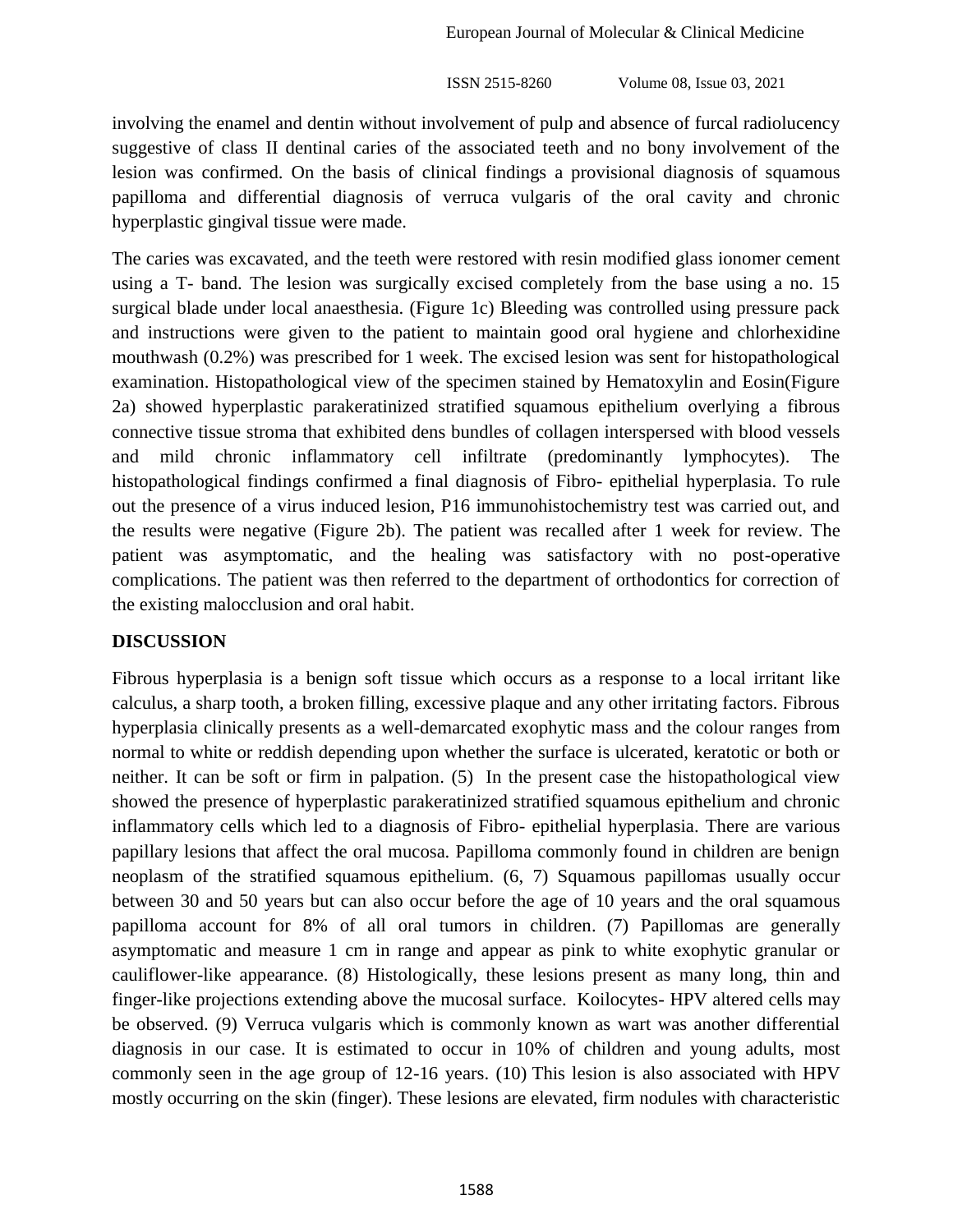involving the enamel and dentin without involvement of pulp and absence of furcal radiolucency suggestive of class II dentinal caries of the associated teeth and no bony involvement of the lesion was confirmed. On the basis of clinical findings a provisional diagnosis of squamous papilloma and differential diagnosis of verruca vulgaris of the oral cavity and chronic hyperplastic gingival tissue were made.

The caries was excavated, and the teeth were restored with resin modified glass ionomer cement using a T- band. The lesion was surgically excised completely from the base using a no. 15 surgical blade under local anaesthesia. (Figure 1c) Bleeding was controlled using pressure pack and instructions were given to the patient to maintain good oral hygiene and chlorhexidine mouthwash (0.2%) was prescribed for 1 week. The excised lesion was sent for histopathological examination. Histopathological view of the specimen stained by Hematoxylin and Eosin(Figure 2a) showed hyperplastic parakeratinized stratified squamous epithelium overlying a fibrous connective tissue stroma that exhibited dens bundles of collagen interspersed with blood vessels and mild chronic inflammatory cell infiltrate (predominantly lymphocytes). The histopathological findings confirmed a final diagnosis of Fibro- epithelial hyperplasia. To rule out the presence of a virus induced lesion, P16 immunohistochemistry test was carried out, and the results were negative (Figure 2b). The patient was recalled after 1 week for review. The patient was asymptomatic, and the healing was satisfactory with no post-operative complications. The patient was then referred to the department of orthodontics for correction of the existing malocclusion and oral habit.

## DISCUSSION

Fibrous hyperplasia is a benign soft tissue which occurs as a response to a local irritant like calculus, a sharp tooth, a broken filling, excessive plaque and any other irritating factors. Fibrous hyperplasia clinically presents as a well-demarcated exophytic mass and the colour ranges from normal to white or reddish depending upon whether the surface is ulcerated, keratotic or both or neither. It can be soft or firm in palpation. (5) In the present case the histopathological view showed the presence of hyperplastic parakeratinized stratified squamous epithelium and chronic inflammatory cells which led to a diagnosis of Fibro- epithelial hyperplasia. There are various papillary lesions that affect the oral mucosa. Papilloma commonly found in children are benign neoplasm of the stratified squamous epithelium. (6, 7) Squamous papillomas usually occur between 30 and 50 years but can also occur before the age of 10 years and the oral squamous papilloma account for 8% of all oral tumors in children. (7) Papillomas are generally asymptomatic and measure 1 cm in range and appear as pink to white exophytic granular or cauliflower-like appearance. (8) Histologically, these lesions present as many long, thin and finger-like projections extending above the mucosal surface. Koilocytes- HPV altered cells may be observed. (9) Verruca vulgaris which is commonly known as wart was another differential diagnosis in our case. It is estimated to occur in 10% of children and young adults, most commonly seen in the age group of 12-16 years. (10) This lesion is also associated with HPV mostly occurring on the skin (finger). These lesions are elevated, firm nodules with characteristic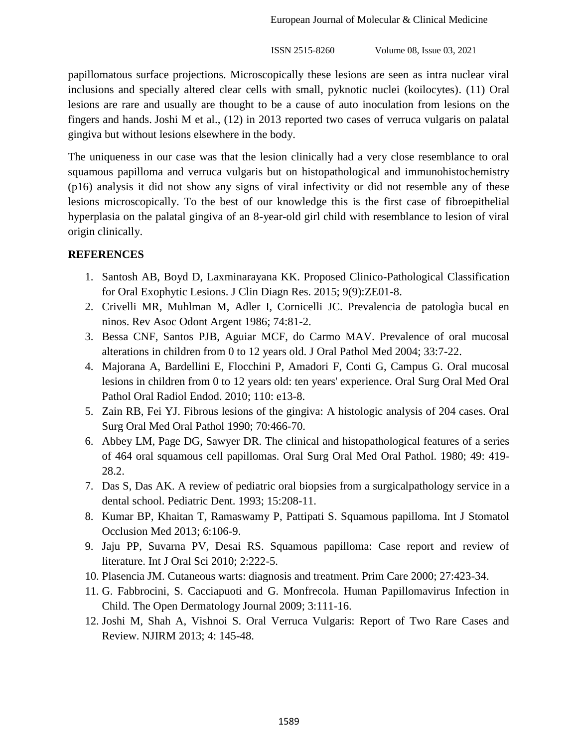papillomatous surface projections. Microscopically these lesions are seen as intra nuclear viral inclusions and specially altered clear cells with small, pyknotic nuclei (koilocytes). (11) Oral lesions are rare and usually are thought to be a cause of auto inoculation from lesions on the fingers and hands. Joshi M et al., (12) in 2013 reported two cases of verruca vulgaris on palatal gingiva but without lesions elsewhere in the body.

The uniqueness in our case was that the lesion clinically had a very close resemblance to oral squamous papilloma and verruca vulgaris but on histopathological and immunohistochemistry (p16) analysis it did not show any signs of viral infectivity or did not resemble any of these lesions microscopically. To the best of our knowledge this is the first case of fibroepithelial hyperplasia on the palatal gingiva of an 8-year-old girl child with resemblance to lesion of viral origin clinically.

## REFERENCES

1. Santosh AB, Boyd D, Laxminarayana KK. Proposed Clinico-Pathological Classification for Oral Exophytic Lesions. J Clin Diagn Res. 2015; 9(9):ZE01-8.
2. Crivelli MR, Muhlman M, Adler I, Cornicelli JC. Prevalencia de patologìa bucal en ninos. Rev Asoc Odont Argent 1986; 74:81-2.
3. Bessa CNF, Santos PJB, Aguiar MCF, do Carmo MAV. Prevalence of oral mucosal alterations in children from 0 to 12 years old. J Oral Pathol Med 2004; 33:7-22.
4. Majorana A, Bardellini E, Flocchini P, Amadori F, Conti G, Campus G. Oral mucosal lesions in children from 0 to 12 years old: ten years' experience. Oral Surg Oral Med Oral Pathol Oral Radiol Endod. 2010; 110: e13-8.
5. Zain RB, Fei YJ. Fibrous lesions of the gingiva: A histologic analysis of 204 cases. Oral Surg Oral Med Oral Pathol 1990; 70:466-70.
6. Abbey LM, Page DG, Sawyer DR. The clinical and histopathological features of a series of 464 oral squamous cell papillomas. Oral Surg Oral Med Oral Pathol. 1980; 49: 419-28.2.
7. Das S, Das AK. A review of pediatric oral biopsies from a surgicalpathology service in a dental school. Pediatric Dent. 1993; 15:208-11.
8. Kumar BP, Khaitan T, Ramaswamy P, Pattipati S. Squamous papilloma. Int J Stomatol Occlusion Med 2013; 6:106-9.
9. Jaju PP, Suvarna PV, Desai RS. Squamous papilloma: Case report and review of literature. Int J Oral Sci 2010; 2:222-5.
10. Plasencia JM. Cutaneous warts: diagnosis and treatment. Prim Care 2000; 27:423-34.
11. G. Fabbrocini, S. Cacciapuoti and G. Monfrecola. Human Papillomavirus Infection in Child. The Open Dermatology Journal 2009; 3:111-16.
12. Joshi M, Shah A, Vishnoi S. Oral Verruca Vulgaris: Report of Two Rare Cases and Review. NJIRM 2013; 4: 145-48.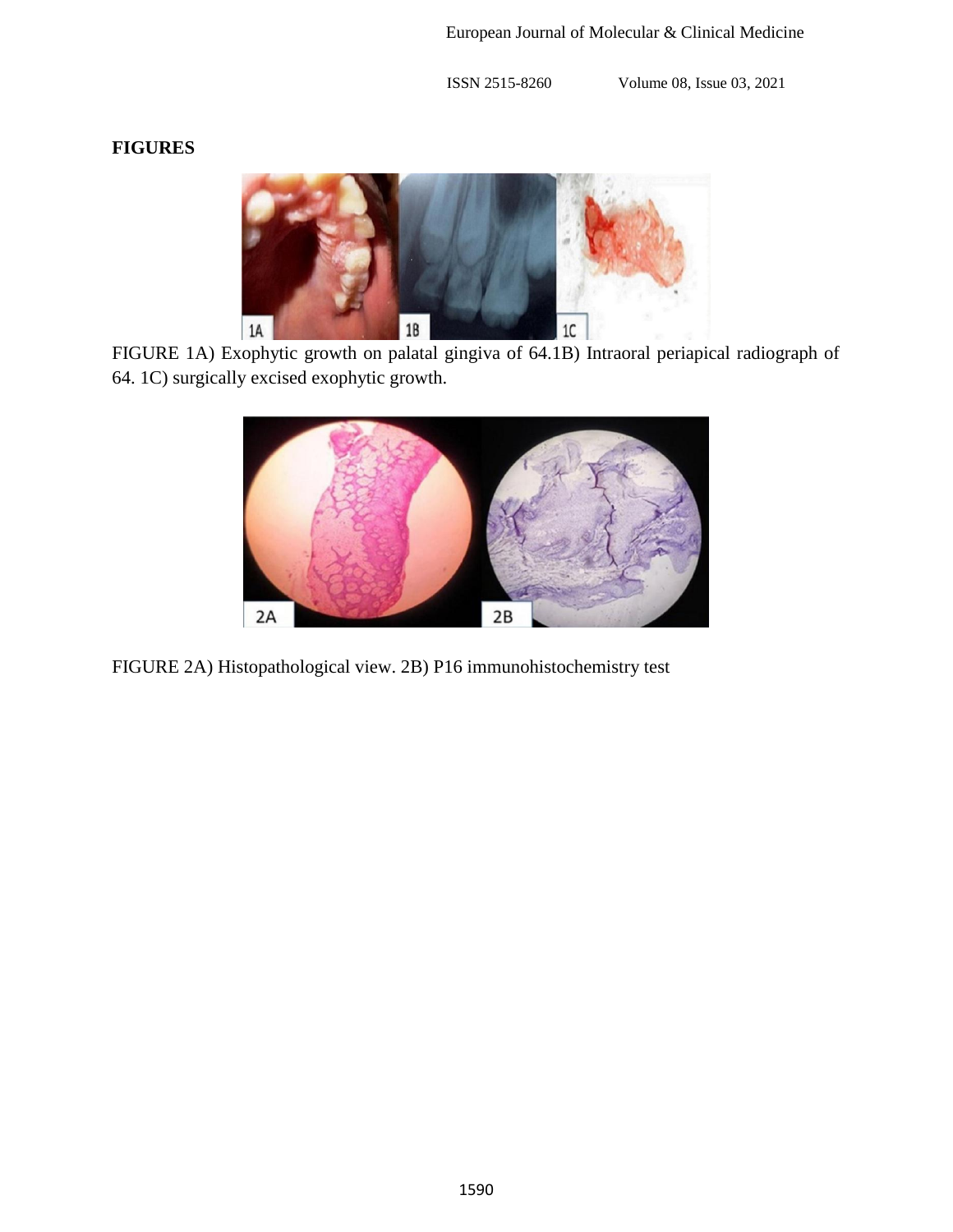## FIGURES

FIGURE 1A) Exophytic growth on palatal gingiva of 64.1B) Intraoral periapical radiograph of 64. 1C) surgically excised exophytic growth.

FIGURE 2A) Histopathological view. 2B) P16 immunohistochemistry test